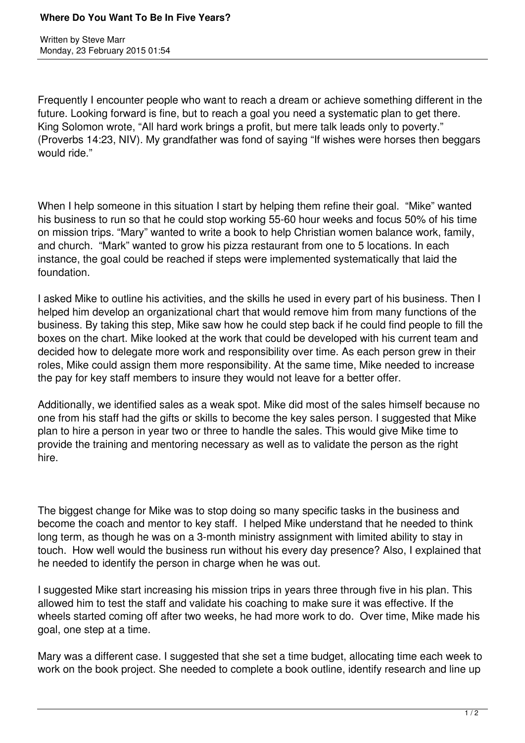# Where Do You Want To Be In Five Years?

Written by Steve Marr
Monday, 23 February 2015 01:54

Frequently I encounter people who want to reach a dream or achieve something different in the future. Looking forward is fine, but to reach a goal you need a systematic plan to get there. King Solomon wrote, “All hard work brings a profit, but mere talk leads only to poverty.” (Proverbs 14:23, NIV). My grandfather was fond of saying “If wishes were horses then beggars would ride.”

When I help someone in this situation I start by helping them refine their goal. “Mike” wanted his business to run so that he could stop working 55-60 hour weeks and focus 50% of his time on mission trips. “Mary” wanted to write a book to help Christian women balance work, family, and church. “Mark” wanted to grow his pizza restaurant from one to 5 locations. In each instance, the goal could be reached if steps were implemented systematically that laid the foundation.

I asked Mike to outline his activities, and the skills he used in every part of his business. Then I helped him develop an organizational chart that would remove him from many functions of the business. By taking this step, Mike saw how he could step back if he could find people to fill the boxes on the chart. Mike looked at the work that could be developed with his current team and decided how to delegate more work and responsibility over time. As each person grew in their roles, Mike could assign them more responsibility. At the same time, Mike needed to increase the pay for key staff members to insure they would not leave for a better offer.

Additionally, we identified sales as a weak spot. Mike did most of the sales himself because no one from his staff had the gifts or skills to become the key sales person. I suggested that Mike plan to hire a person in year two or three to handle the sales. This would give Mike time to provide the training and mentoring necessary as well as to validate the person as the right hire.

The biggest change for Mike was to stop doing so many specific tasks in the business and become the coach and mentor to key staff. I helped Mike understand that he needed to think long term, as though he was on a 3-month ministry assignment with limited ability to stay in touch. How well would the business run without his every day presence? Also, I explained that he needed to identify the person in charge when he was out.

I suggested Mike start increasing his mission trips in years three through five in his plan. This allowed him to test the staff and validate his coaching to make sure it was effective. If the wheels started coming off after two weeks, he had more work to do. Over time, Mike made his goal, one step at a time.

Mary was a different case. I suggested that she set a time budget, allocating time each week to work on the book project. She needed to complete a book outline, identify research and line up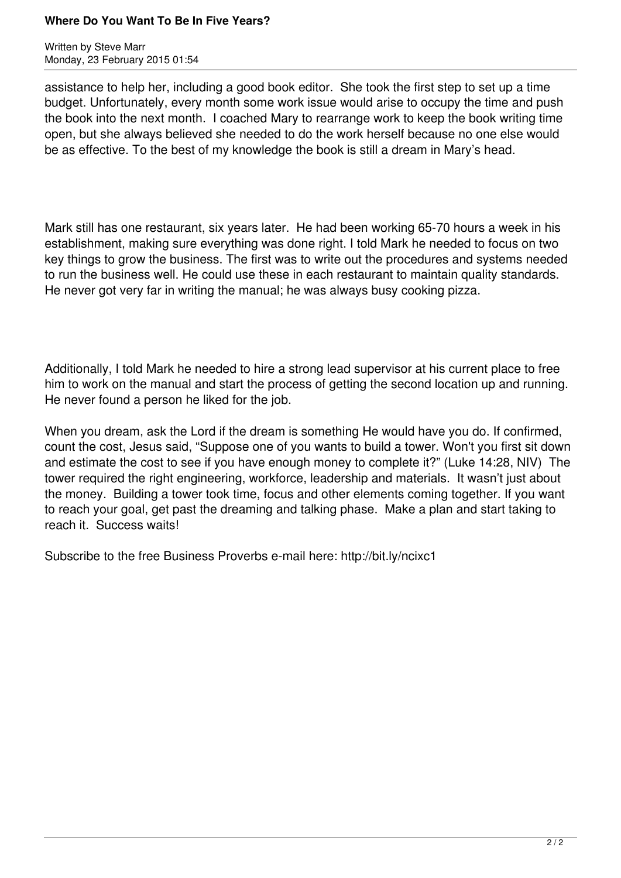assistance to help her, including a good book editor. She took the first step to set up a time budget. Unfortunately, every month some work issue would arise to occupy the time and push the book into the next month. I coached Mary to rearrange work to keep the book writing time open, but she always believed she needed to do the work herself because no one else would be as effective. To the best of my knowledge the book is still a dream in Mary's head.

Mark still has one restaurant, six years later. He had been working 65-70 hours a week in his establishment, making sure everything was done right. I told Mark he needed to focus on two key things to grow the business. The first was to write out the procedures and systems needed to run the business well. He could use these in each restaurant to maintain quality standards. He never got very far in writing the manual; he was always busy cooking pizza.

Additionally, I told Mark he needed to hire a strong lead supervisor at his current place to free him to work on the manual and start the process of getting the second location up and running. He never found a person he liked for the job.

When you dream, ask the Lord if the dream is something He would have you do. If confirmed, count the cost, Jesus said, "Suppose one of you wants to build a tower. Won't you first sit down and estimate the cost to see if you have enough money to complete it?" (Luke 14:28, NIV) The tower required the right engineering, workforce, leadership and materials. It wasn't just about the money. Building a tower took time, focus and other elements coming together. If you want to reach your goal, get past the dreaming and talking phase. Make a plan and start taking to reach it. Success waits!

Subscribe to the free Business Proverbs e-mail here: http://bit.ly/ncixc1